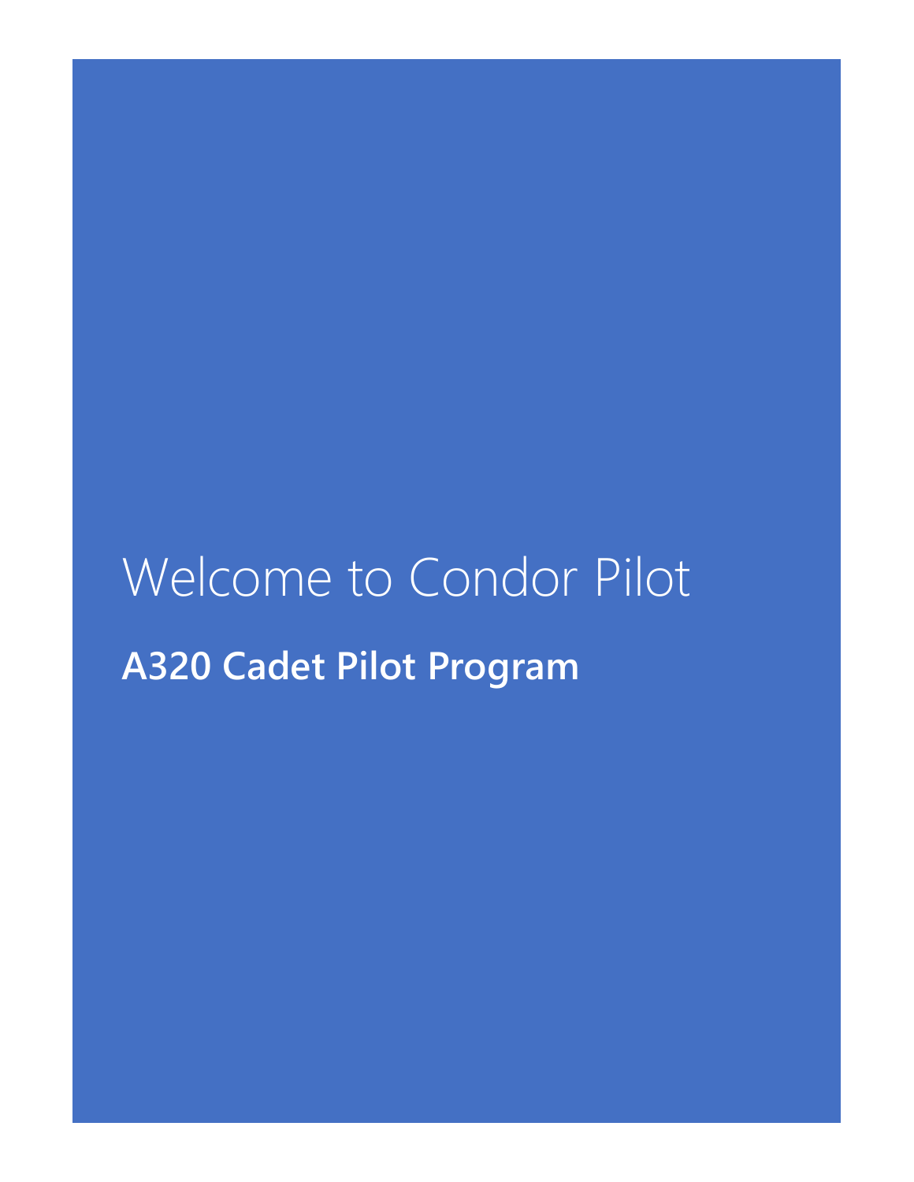# Welcome to Condor Pilot

## A320 Cadet Pilot Program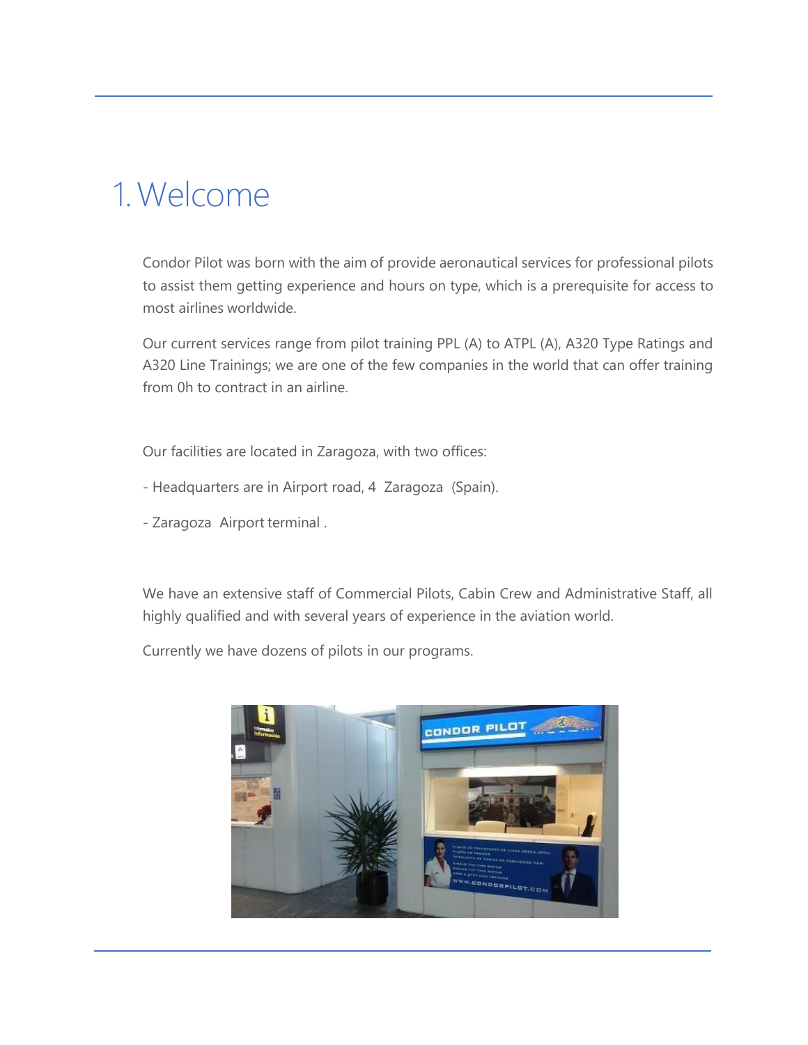# 1. Welcome

Condor Pilot was born with the aim of provide aeronautical services for professional pilots to assist them getting experience and hours on type, which is a prerequisite for access to most airlines worldwide.

Our current services range from pilot training PPL (A) to ATPL (A), A320 Type Ratings and A320 Line Trainings; we are one of the few companies in the world that can offer training from 0h to contract in an airline.

Our facilities are located in Zaragoza, with two offices:

- Headquarters are in Airport road, 4 Zaragoza (Spain).

- Zaragoza Airport terminal .

We have an extensive staff of Commercial Pilots, Cabin Crew and Administrative Staff, all highly qualified and with several years of experience in the aviation world.

Currently we have dozens of pilots in our programs.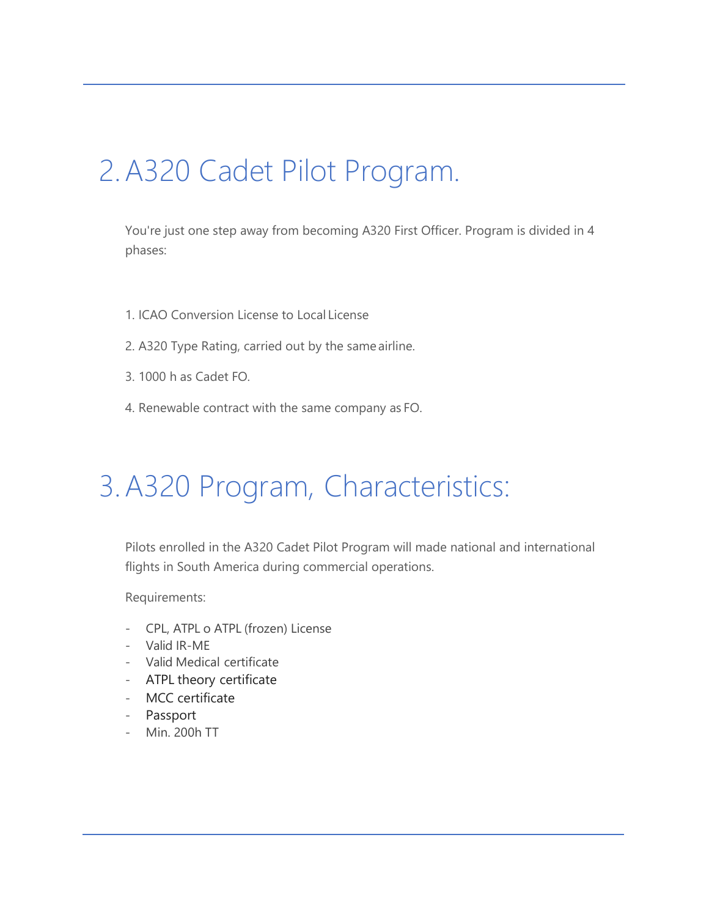# 2. A320 Cadet Pilot Program.

You're just one step away from becoming A320 First Officer. Program is divided in 4 phases:

1. ICAO Conversion License to Local License
2. A320 Type Rating, carried out by the same airline.
3. 1000 h as Cadet FO.
4. Renewable contract with the same company as FO.

# 3. A320 Program, Characteristics:

Pilots enrolled in the A320 Cadet Pilot Program will made national and international flights in South America during commercial operations.

Requirements:

- CPL, ATPL o ATPL (frozen) License
- Valid IR-ME
- Valid Medical certificate
- ATPL theory certificate
- MCC certificate
- Passport
- Min. 200h TT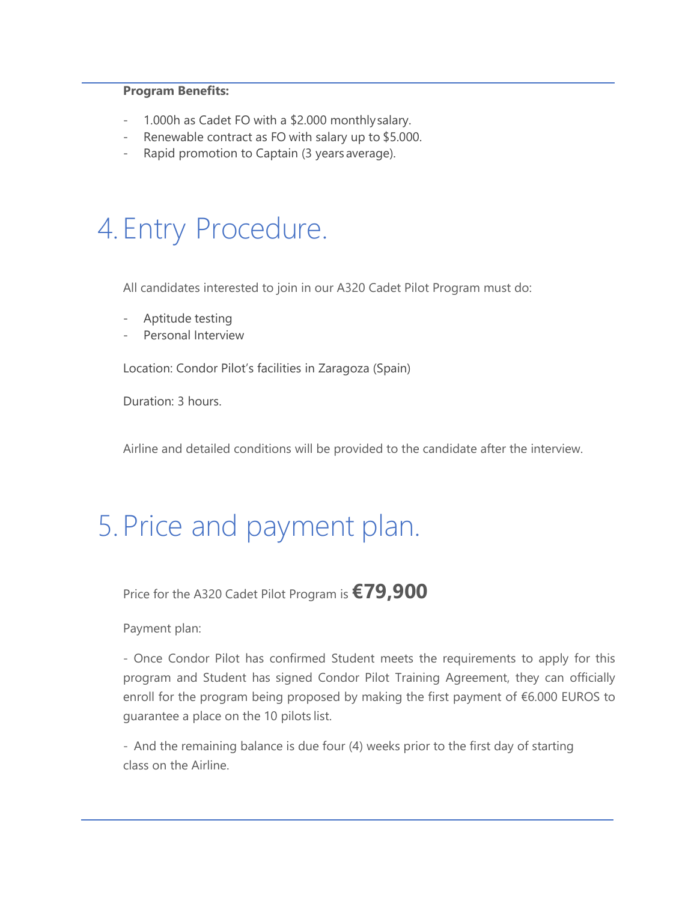**Program Benefits:**

- 1.000h as Cadet FO with a $2.000 monthly salary.
- Renewable contract as FO with salary up to $5.000.
- Rapid promotion to Captain (3 years average).

# 4. Entry Procedure.

All candidates interested to join in our A320 Cadet Pilot Program must do:

- Aptitude testing
- Personal Interview

Location: Condor Pilot's facilities in Zaragoza (Spain)

Duration: 3 hours.

Airline and detailed conditions will be provided to the candidate after the interview.

# 5. Price and payment plan.

Price for the A320 Cadet Pilot Program is **€79,900**

Payment plan:

- Once Condor Pilot has confirmed Student meets the requirements to apply for this program and Student has signed Condor Pilot Training Agreement, they can officially enroll for the program being proposed by making the first payment of €6.000 EUROS to guarantee a place on the 10 pilots list.

- And the remaining balance is due four (4) weeks prior to the first day of starting class on the Airline.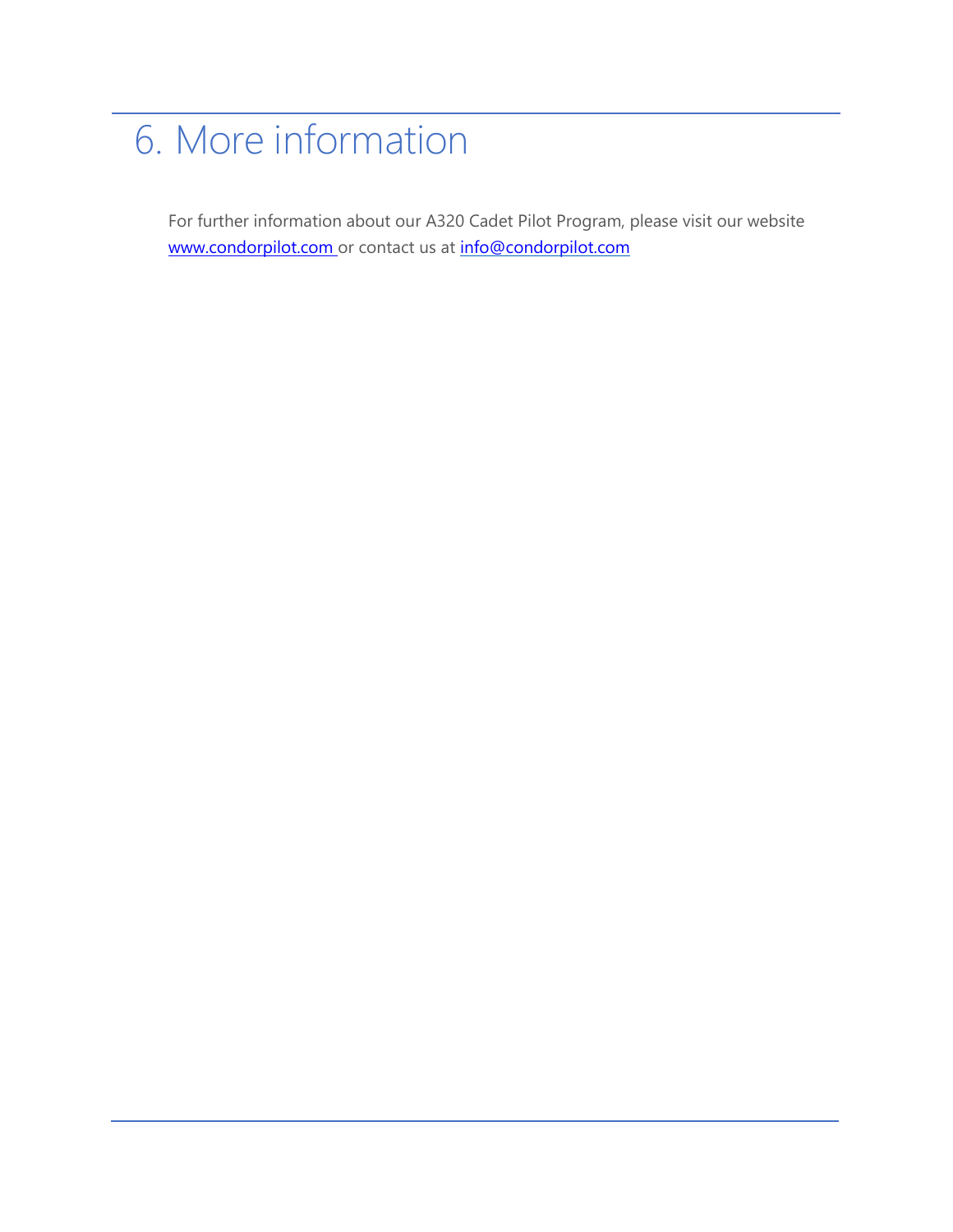# 6. More information

For further information about our A320 Cadet Pilot Program, please visit our website [www.condorpilot.com](http://www.condorpilot.com) or contact us at [info@condorpilot.com](mailto:info@condorpilot.com)